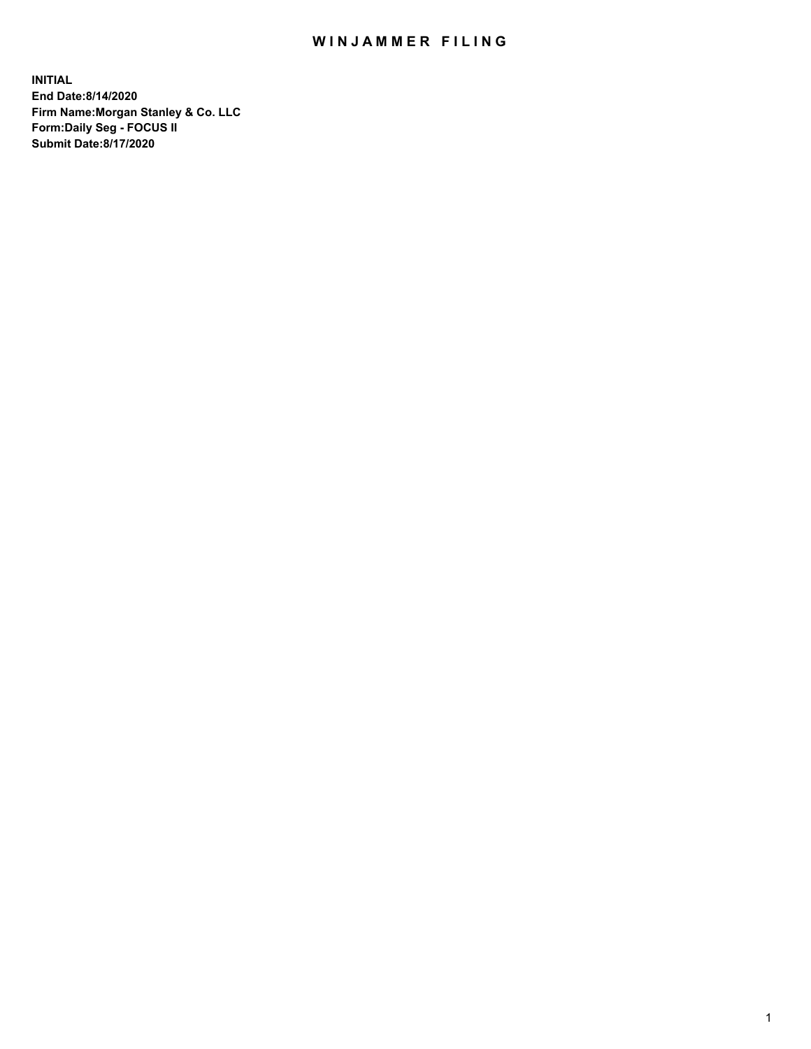# WINJAMMER FILING

**INITIAL**
**End Date:8/14/2020**
**Firm Name:Morgan Stanley & Co. LLC**
**Form:Daily Seg - FOCUS II**
**Submit Date:8/17/2020**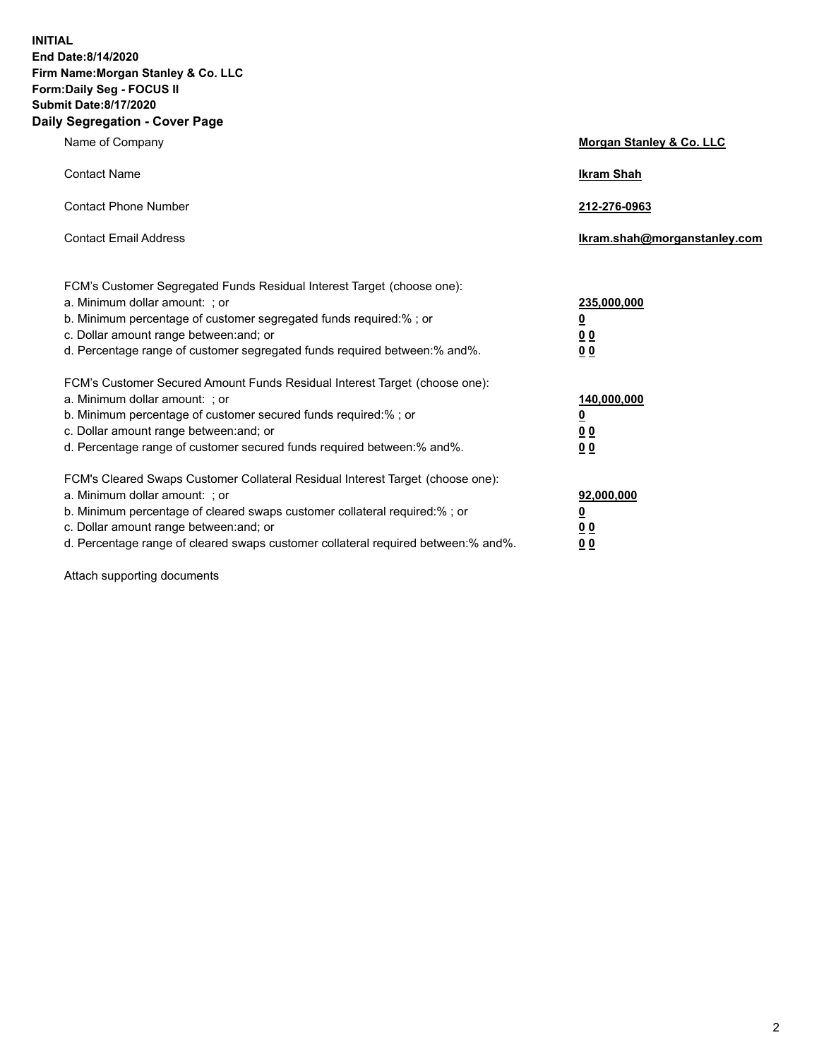**INITIAL**
**End Date:8/14/2020**
**Firm Name:Morgan Stanley & Co. LLC**
**Form:Daily Seg - FOCUS II**
**Submit Date:8/17/2020**

## Daily Segregation - Cover Page

| | |
|---|---|
| Name of Company | **Morgan Stanley & Co. LLC** |
| Contact Name | **Ikram Shah** |
| Contact Phone Number | **212-276-0963** |
| Contact Email Address | **Ikram.shah@morganstanley.com** |

| | |
|---|---|
| FCM's Customer Segregated Funds Residual Interest Target (choose one): | |
| a. Minimum dollar amount: ; or | **235,000,000** |
| b. Minimum percentage of customer segregated funds required:% ; or | **0** |
| c. Dollar amount range between:and; or | **0 0** |
| d. Percentage range of customer segregated funds required between:% and%. | **0 0** |
| FCM's Customer Secured Amount Funds Residual Interest Target (choose one): | |
| a. Minimum dollar amount: ; or | **140,000,000** |
| b. Minimum percentage of customer secured funds required:% ; or | **0** |
| c. Dollar amount range between:and; or | **0 0** |
| d. Percentage range of customer secured funds required between:% and%. | **0 0** |
| FCM's Cleared Swaps Customer Collateral Residual Interest Target (choose one): | |
| a. Minimum dollar amount: ; or | **92,000,000** |
| b. Minimum percentage of cleared swaps customer collateral required:% ; or | **0** |
| c. Dollar amount range between:and; or | **0 0** |
| d. Percentage range of cleared swaps customer collateral required between:% and%. | **0 0** |

Attach supporting documents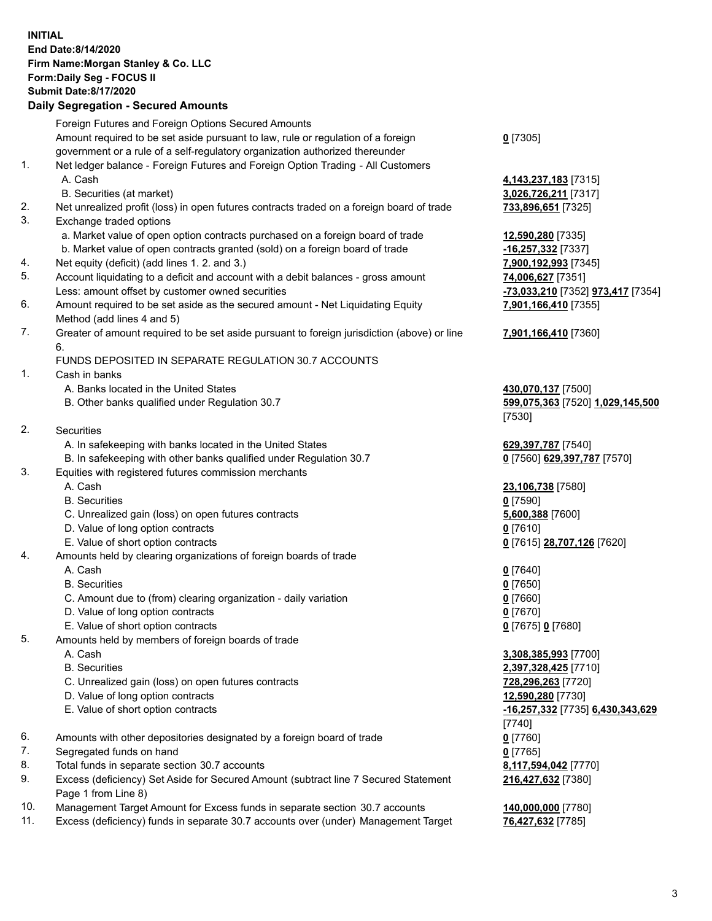**INITIAL**
**End Date:8/14/2020**
**Firm Name:Morgan Stanley & Co. LLC**
**Form:Daily Seg - FOCUS II**
**Submit Date:8/17/2020**

### Daily Segregation - Secured Amounts

| | | |
|---|---|---|
| | Foreign Futures and Foreign Options Secured Amounts | |
| | Amount required to be set aside pursuant to law, rule or regulation of a foreign government or a rule of a self-regulatory organization authorized thereunder | **0** [7305] |
| 1. | Net ledger balance - Foreign Futures and Foreign Option Trading - All Customers | |
| | A. Cash | **4,143,237,183** [7315] |
| | B. Securities (at market) | **3,026,726,211** [7317] |
| 2. | Net unrealized profit (loss) in open futures contracts traded on a foreign board of trade | **733,896,651** [7325] |
| 3. | Exchange traded options | |
| | a. Market value of open option contracts purchased on a foreign board of trade | **12,590,280** [7335] |
| | b. Market value of open contracts granted (sold) on a foreign board of trade | **-16,257,332** [7337] |
| 4. | Net equity (deficit) (add lines 1. 2. and 3.) | **7,900,192,993** [7345] |
| 5. | Account liquidating to a deficit and account with a debit balances - gross amount | **74,006,627** [7351] |
| | Less: amount offset by customer owned securities | **-73,033,210** [7352] **973,417** [7354] |
| 6. | Amount required to be set aside as the secured amount - Net Liquidating Equity Method (add lines 4 and 5) | **7,901,166,410** [7355] |
| 7. | Greater of amount required to be set aside pursuant to foreign jurisdiction (above) or line 6. | **7,901,166,410** [7360] |
| | FUNDS DEPOSITED IN SEPARATE REGULATION 30.7 ACCOUNTS | |
| 1. | Cash in banks | |
| | A. Banks located in the United States | **430,070,137** [7500] |
| | B. Other banks qualified under Regulation 30.7 | **599,075,363** [7520] **1,029,145,500** [7530] |
| 2. | Securities | |
| | A. In safekeeping with banks located in the United States | **629,397,787** [7540] |
| | B. In safekeeping with other banks qualified under Regulation 30.7 | **0** [7560] **629,397,787** [7570] |
| 3. | Equities with registered futures commission merchants | |
| | A. Cash | **23,106,738** [7580] |
| | B. Securities | **0** [7590] |
| | C. Unrealized gain (loss) on open futures contracts | **5,600,388** [7600] |
| | D. Value of long option contracts | **0** [7610] |
| | E. Value of short option contracts | **0** [7615] **28,707,126** [7620] |
| 4. | Amounts held by clearing organizations of foreign boards of trade | |
| | A. Cash | **0** [7640] |
| | B. Securities | **0** [7650] |
| | C. Amount due to (from) clearing organization - daily variation | **0** [7660] |
| | D. Value of long option contracts | **0** [7670] |
| | E. Value of short option contracts | **0** [7675] **0** [7680] |
| 5. | Amounts held by members of foreign boards of trade | |
| | A. Cash | **3,308,385,993** [7700] |
| | B. Securities | **2,397,328,425** [7710] |
| | C. Unrealized gain (loss) on open futures contracts | **728,296,263** [7720] |
| | D. Value of long option contracts | **12,590,280** [7730] |
| | E. Value of short option contracts | **-16,257,332** [7735] **6,430,343,629** [7740] |
| 6. | Amounts with other depositories designated by a foreign board of trade | **0** [7760] |
| 7. | Segregated funds on hand | **0** [7765] |
| 8. | Total funds in separate section 30.7 accounts | **8,117,594,042** [7770] |
| 9. | Excess (deficiency) Set Aside for Secured Amount (subtract line 7 Secured Statement Page 1 from Line 8) | **216,427,632** [7380] |
| 10. | Management Target Amount for Excess funds in separate section 30.7 accounts | **140,000,000** [7780] |
| 11. | Excess (deficiency) funds in separate 30.7 accounts over (under) Management Target | **76,427,632** [7785] |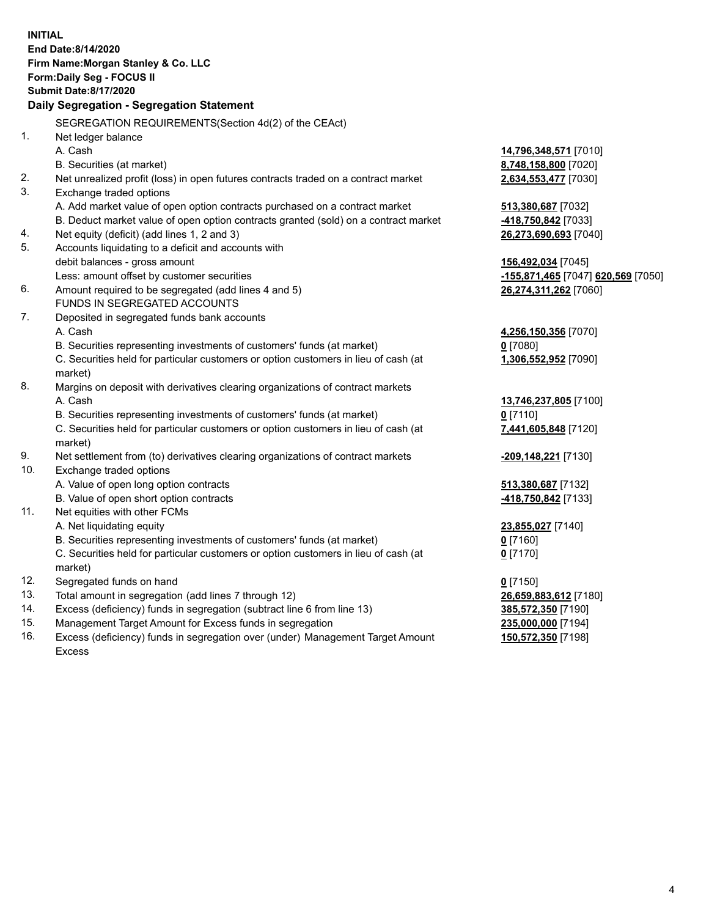**INITIAL**
**End Date:8/14/2020**
**Firm Name:Morgan Stanley & Co. LLC**
**Form:Daily Seg - FOCUS II**
**Submit Date:8/17/2020**

## Daily Segregation - Segregation Statement

SEGREGATION REQUIREMENTS(Section 4d(2) of the CEAct)

| | | |
|---|---|---|
| 1. | Net ledger balance | |
| | A. Cash | **14,796,348,571** [7010] |
| | B. Securities (at market) | **8,748,158,800** [7020] |
| 2. | Net unrealized profit (loss) in open futures contracts traded on a contract market | **2,634,553,477** [7030] |
| 3. | Exchange traded options | |
| | A. Add market value of open option contracts purchased on a contract market | **513,380,687** [7032] |
| | B. Deduct market value of open option contracts granted (sold) on a contract market | **-418,750,842** [7033] |
| 4. | Net equity (deficit) (add lines 1, 2 and 3) | **26,273,690,693** [7040] |
| 5. | Accounts liquidating to a deficit and accounts with debit balances - gross amount | **156,492,034** [7045] |
| | Less: amount offset by customer securities | **-155,871,465** [7047] **620,569** [7050] |
| 6. | Amount required to be segregated (add lines 4 and 5) | **26,274,311,262** [7060] |
| | FUNDS IN SEGREGATED ACCOUNTS | |
| 7. | Deposited in segregated funds bank accounts | |
| | A. Cash | **4,256,150,356** [7070] |
| | B. Securities representing investments of customers' funds (at market) | **0** [7080] |
| | C. Securities held for particular customers or option customers in lieu of cash (at market) | **1,306,552,952** [7090] |
| 8. | Margins on deposit with derivatives clearing organizations of contract markets | |
| | A. Cash | **13,746,237,805** [7100] |
| | B. Securities representing investments of customers' funds (at market) | **0** [7110] |
| | C. Securities held for particular customers or option customers in lieu of cash (at market) | **7,441,605,848** [7120] |
| 9. | Net settlement from (to) derivatives clearing organizations of contract markets | **-209,148,221** [7130] |
| 10. | Exchange traded options | |
| | A. Value of open long option contracts | **513,380,687** [7132] |
| | B. Value of open short option contracts | **-418,750,842** [7133] |
| 11. | Net equities with other FCMs | |
| | A. Net liquidating equity | **23,855,027** [7140] |
| | B. Securities representing investments of customers' funds (at market) | **0** [7160] |
| | C. Securities held for particular customers or option customers in lieu of cash (at market) | **0** [7170] |
| 12. | Segregated funds on hand | **0** [7150] |
| 13. | Total amount in segregation (add lines 7 through 12) | **26,659,883,612** [7180] |
| 14. | Excess (deficiency) funds in segregation (subtract line 6 from line 13) | **385,572,350** [7190] |
| 15. | Management Target Amount for Excess funds in segregation | **235,000,000** [7194] |
| 16. | Excess (deficiency) funds in segregation over (under) Management Target Amount Excess | **150,572,350** [7198] |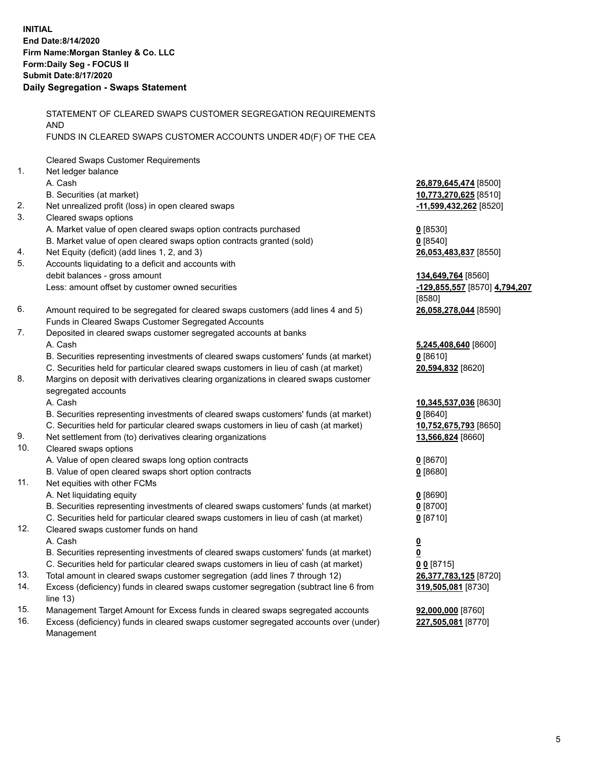**INITIAL**
**End Date:8/14/2020**
**Firm Name:Morgan Stanley & Co. LLC**
**Form:Daily Seg - FOCUS II**
**Submit Date:8/17/2020**
**Daily Segregation - Swaps Statement**

STATEMENT OF CLEARED SWAPS CUSTOMER SEGREGATION REQUIREMENTS AND FUNDS IN CLEARED SWAPS CUSTOMER ACCOUNTS UNDER 4D(F) OF THE CEA

| | | |
|---|---|---|
| | Cleared Swaps Customer Requirements | |
| 1. | Net ledger balance | |
| | A. Cash | **26,879,645,474** [8500] |
| | B. Securities (at market) | **10,773,270,625** [8510] |
| 2. | Net unrealized profit (loss) in open cleared swaps | **-11,599,432,262** [8520] |
| 3. | Cleared swaps options | |
| | A. Market value of open cleared swaps option contracts purchased | **0** [8530] |
| | B. Market value of open cleared swaps option contracts granted (sold) | **0** [8540] |
| 4. | Net Equity (deficit) (add lines 1, 2, and 3) | **26,053,483,837** [8550] |
| 5. | Accounts liquidating to a deficit and accounts with debit balances - gross amount | **134,649,764** [8560] |
| | Less: amount offset by customer owned securities | **-129,855,557** [8570] **4,794,207** [8580] |
| 6. | Amount required to be segregated for cleared swaps customers (add lines 4 and 5) | **26,058,278,044** [8590] |
| | Funds in Cleared Swaps Customer Segregated Accounts | |
| 7. | Deposited in cleared swaps customer segregated accounts at banks | |
| | A. Cash | **5,245,408,640** [8600] |
| | B. Securities representing investments of cleared swaps customers' funds (at market) | **0** [8610] |
| | C. Securities held for particular cleared swaps customers in lieu of cash (at market) | **20,594,832** [8620] |
| 8. | Margins on deposit with derivatives clearing organizations in cleared swaps customer segregated accounts | |
| | A. Cash | **10,345,537,036** [8630] |
| | B. Securities representing investments of cleared swaps customers' funds (at market) | **0** [8640] |
| | C. Securities held for particular cleared swaps customers in lieu of cash (at market) | **10,752,675,793** [8650] |
| 9. | Net settlement from (to) derivatives clearing organizations | **13,566,824** [8660] |
| 10. | Cleared swaps options | |
| | A. Value of open cleared swaps long option contracts | **0** [8670] |
| | B. Value of open cleared swaps short option contracts | **0** [8680] |
| 11. | Net equities with other FCMs | |
| | A. Net liquidating equity | **0** [8690] |
| | B. Securities representing investments of cleared swaps customers' funds (at market) | **0** [8700] |
| | C. Securities held for particular cleared swaps customers in lieu of cash (at market) | **0** [8710] |
| 12. | Cleared swaps customer funds on hand | |
| | A. Cash | **0** |
| | B. Securities representing investments of cleared swaps customers' funds (at market) | **0** |
| | C. Securities held for particular cleared swaps customers in lieu of cash (at market) | **0** **0** [8715] |
| 13. | Total amount in cleared swaps customer segregation (add lines 7 through 12) | **26,377,783,125** [8720] |
| 14. | Excess (deficiency) funds in cleared swaps customer segregation (subtract line 6 from line 13) | **319,505,081** [8730] |
| 15. | Management Target Amount for Excess funds in cleared swaps segregated accounts | **92,000,000** [8760] |
| 16. | Excess (deficiency) funds in cleared swaps customer segregated accounts over (under) Management | **227,505,081** [8770] |